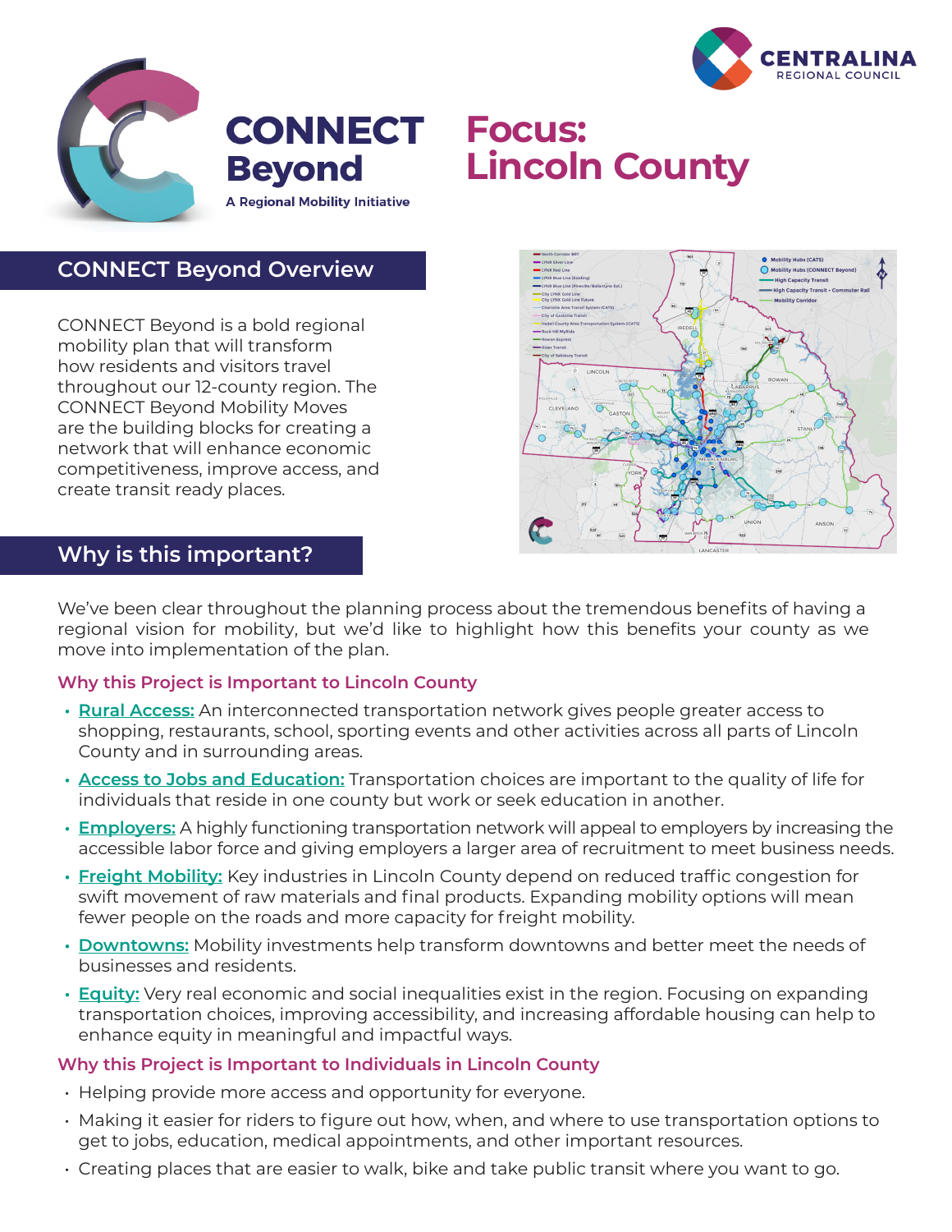# CONNECT Beyond

A Regional Mobility Initiative

CENTRALINA REGIONAL COUNCIL

# Focus: Lincoln County

## CONNECT Beyond Overview

CONNECT Beyond is a bold regional mobility plan that will transform how residents and visitors travel throughout our 12-county region. The CONNECT Beyond Mobility Moves are the building blocks for creating a network that will enhance economic competitiveness, improve access, and create transit ready places.

## Why is this important?

We've been clear throughout the planning process about the tremendous benefits of having a regional vision for mobility, but we'd like to highlight how this benefits your county as we move into implementation of the plan.

### Why this Project is Important to Lincoln County

- **Rural Access:** An interconnected transportation network gives people greater access to shopping, restaurants, school, sporting events and other activities across all parts of Lincoln County and in surrounding areas.
- **Access to Jobs and Education:** Transportation choices are important to the quality of life for individuals that reside in one county but work or seek education in another.
- **Employers:** A highly functioning transportation network will appeal to employers by increasing the accessible labor force and giving employers a larger area of recruitment to meet business needs.
- **Freight Mobility:** Key industries in Lincoln County depend on reduced traffic congestion for swift movement of raw materials and final products. Expanding mobility options will mean fewer people on the roads and more capacity for freight mobility.
- **Downtowns:** Mobility investments help transform downtowns and better meet the needs of businesses and residents.
- **Equity:** Very real economic and social inequalities exist in the region. Focusing on expanding transportation choices, improving accessibility, and increasing affordable housing can help to enhance equity in meaningful and impactful ways.

### Why this Project is Important to Individuals in Lincoln County

- Helping provide more access and opportunity for everyone.
- Making it easier for riders to figure out how, when, and where to use transportation options to get to jobs, education, medical appointments, and other important resources.
- Creating places that are easier to walk, bike and take public transit where you want to go.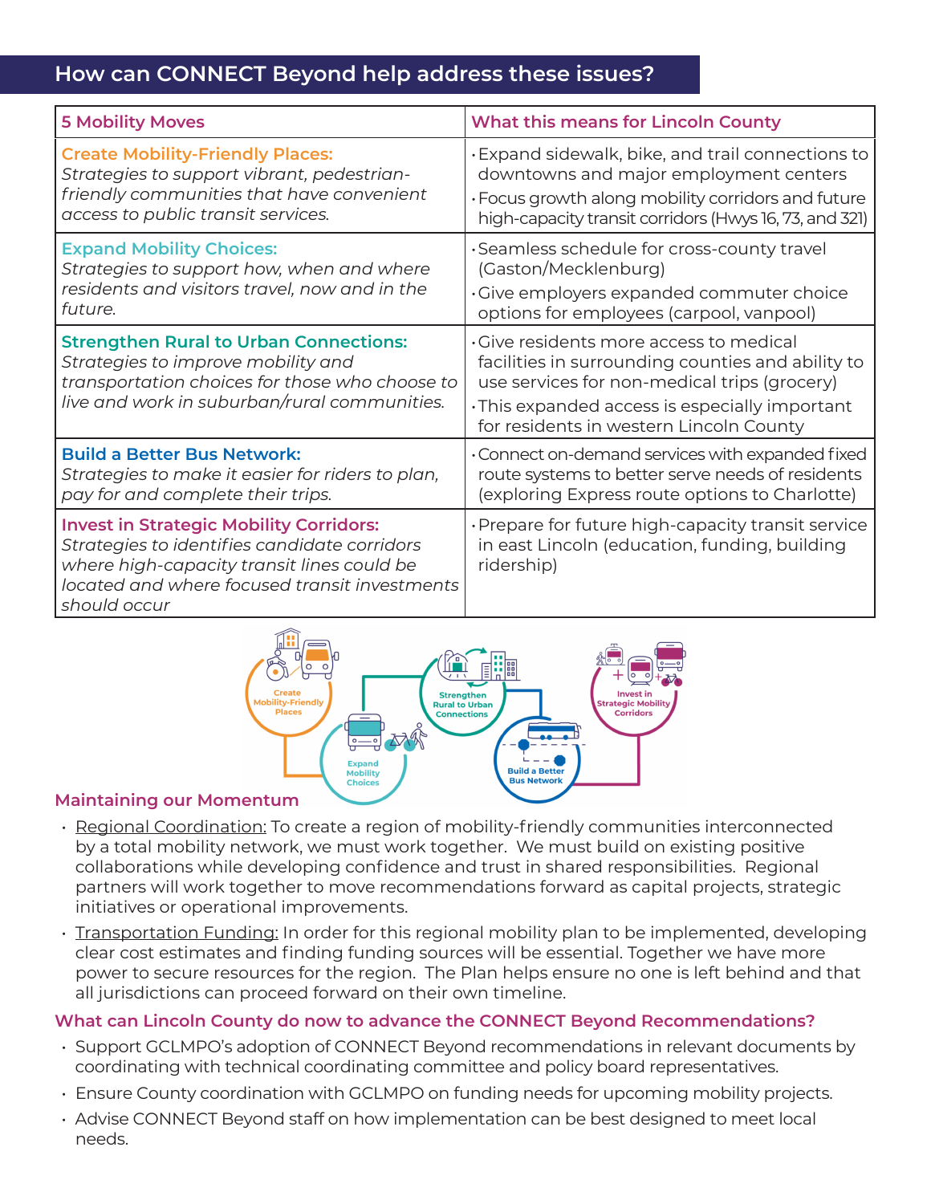## How can CONNECT Beyond help address these issues?

| 5 Mobility Moves | What this means for Lincoln County |
|---|---|
| **Create Mobility-Friendly Places:** *Strategies to support vibrant, pedestrian-friendly communities that have convenient access to public transit services.* | • Expand sidewalk, bike, and trail connections to downtowns and major employment centers<br>• Focus growth along mobility corridors and future high-capacity transit corridors (Hwys 16, 73, and 321) |
| **Expand Mobility Choices:** *Strategies to support how, when and where residents and visitors travel, now and in the future.* | • Seamless schedule for cross-county travel (Gaston/Mecklenburg)<br>• Give employers expanded commuter choice options for employees (carpool, vanpool) |
| **Strengthen Rural to Urban Connections:** *Strategies to improve mobility and transportation choices for those who choose to live and work in suburban/rural communities.* | • Give residents more access to medical facilities in surrounding counties and ability to use services for non-medical trips (grocery)<br>• This expanded access is especially important for residents in western Lincoln County |
| **Build a Better Bus Network:** *Strategies to make it easier for riders to plan, pay for and complete their trips.* | • Connect on-demand services with expanded fixed route systems to better serve needs of residents (exploring Express route options to Charlotte) |
| **Invest in Strategic Mobility Corridors:** *Strategies to identifies candidate corridors where high-capacity transit lines could be located and where focused transit investments should occur* | • Prepare for future high-capacity transit service in east Lincoln (education, funding, building ridership) |

Create Mobility-Friendly Places
Expand Mobility Choices
Strengthen Rural to Urban Connections
Build a Better Bus Network
Invest in Strategic Mobility Corridors

### Maintaining our Momentum

- Regional Coordination: To create a region of mobility-friendly communities interconnected by a total mobility network, we must work together. We must build on existing positive collaborations while developing confidence and trust in shared responsibilities. Regional partners will work together to move recommendations forward as capital projects, strategic initiatives or operational improvements.
- Transportation Funding: In order for this regional mobility plan to be implemented, developing clear cost estimates and finding funding sources will be essential. Together we have more power to secure resources for the region. The Plan helps ensure no one is left behind and that all jurisdictions can proceed forward on their own timeline.

### What can Lincoln County do now to advance the CONNECT Beyond Recommendations?

- Support GCLMPO's adoption of CONNECT Beyond recommendations in relevant documents by coordinating with technical coordinating committee and policy board representatives.
- Ensure County coordination with GCLMPO on funding needs for upcoming mobility projects.
- Advise CONNECT Beyond staff on how implementation can be best designed to meet local needs.